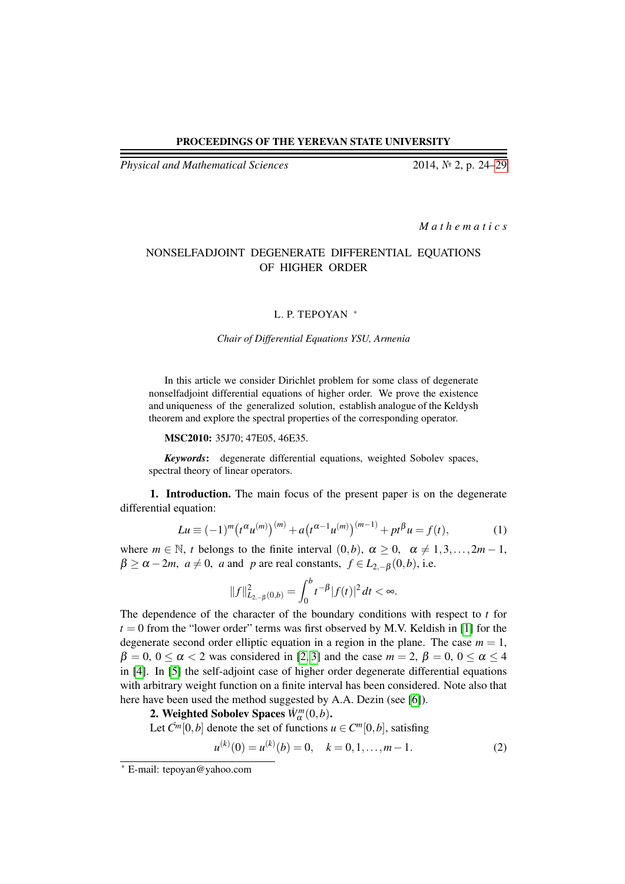**Mathematics**

# NONSELFADJOINT DEGENERATE DIFFERENTIAL EQUATIONS OF HIGHER ORDER

L. P. TEPOYAN *

*Chair of Differential Equations YSU, Armenia*

In this article we consider Dirichlet problem for some class of degenerate nonselfadjoint differential equations of higher order. We prove the existence and uniqueness of the generalized solution, establish analogue of the Keldysh theorem and explore the spectral properties of the corresponding operator.

**MSC2010:** 35J70; 47E05, 46E35.

***Keywords*:** degenerate differential equations, weighted Sobolev spaces, spectral theory of linear operators.

**1. Introduction.** The main focus of the present paper is on the degenerate differential equation:

$$Lu \equiv (-1)^m \big(t^\alpha u^{(m)}\big)^{(m)} + a\big(t^{\alpha-1} u^{(m)}\big)^{(m-1)} + pt^\beta u = f(t), \tag{1}$$

where $m \in \mathbb{N}$, $t$ belongs to the finite interval $(0,b)$, $\alpha \geq 0$, $\alpha \neq 1,3,\ldots,2m-1$, $\beta \geq \alpha - 2m$, $a \neq 0$, $a$ and $p$ are real constants, $f \in L_{2,-\beta}(0,b)$, i.e.

$$\|f\|^2_{L_{2,-\beta}(0,b)} = \int_0^b t^{-\beta}|f(t)|^2\,dt < \infty.$$

The dependence of the character of the boundary conditions with respect to $t$ for $t=0$ from the "lower order" terms was first observed by M.V. Keldish in [1] for the degenerate second order elliptic equation in a region in the plane. The case $m=1$, $\beta=0$, $0 \leq \alpha < 2$ was considered in [2,3] and the case $m=2$, $\beta=0$, $0 \leq \alpha \leq 4$ in [4]. In [5] the self-adjoint case of higher order degenerate differential equations with arbitrary weight function on a finite interval has been considered. Note also that here have been used the method suggested by A.A. Dezin (see [6]).

**2. Weighted Sobolev Spaces $\dot{W}^m_\alpha(0,b)$.**

Let $\dot{C}^m[0,b]$ denote the set of functions $u \in C^m[0,b]$, satisfing

$$u^{(k)}(0) = u^{(k)}(b) = 0, \quad k = 0,1,\ldots,m-1. \tag{2}$$

* E-mail: tepoyan@yahoo.com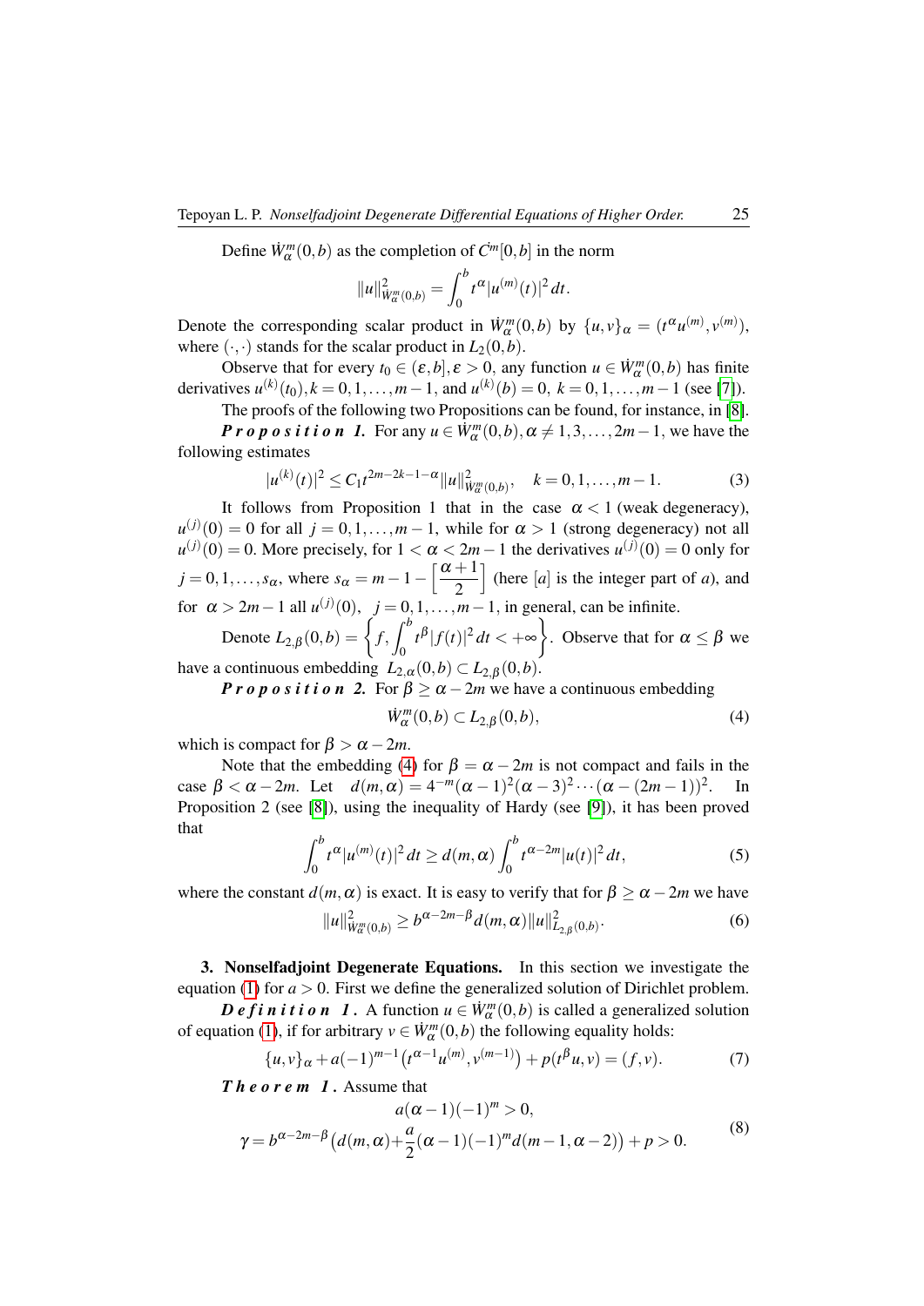Define $\dot{W}^m_\alpha(0,b)$ as the completion of $\dot{C}^m[0,b]$ in the norm

$$\|u\|^2_{\dot{W}^m_\alpha(0,b)} = \int_0^b t^\alpha |u^{(m)}(t)|^2\,dt.$$

Denote the corresponding scalar product in $\dot{W}^m_\alpha(0,b)$ by $\{u,v\}_\alpha = (t^\alpha u^{(m)}, v^{(m)})$, where $(\cdot,\cdot)$ stands for the scalar product in $L_2(0,b)$.

Observe that for every $t_0 \in (\varepsilon, b], \varepsilon > 0$, any function $u \in \dot{W}^m_\alpha(0,b)$ has finite derivatives $u^{(k)}(t_0), k = 0,1,\ldots,m-1$, and $u^{(k)}(b) = 0,\ k = 0,1,\ldots,m-1$ (see [7]).

The proofs of the following two Propositions can be found, for instance, in [8].

***Proposition 1.*** For any $u \in \dot{W}^m_\alpha(0,b), \alpha \neq 1,3,\ldots,2m-1$, we have the following estimates

$$|u^{(k)}(t)|^2 \leq C_1 t^{2m-2k-1-\alpha} \|u\|^2_{\dot{W}^m_\alpha(0,b)}, \quad k = 0,1,\ldots,m-1. \tag{3}$$

It follows from Proposition 1 that in the case $\alpha < 1$ (weak degeneracy), $u^{(j)}(0) = 0$ for all $j = 0,1,\ldots,m-1$, while for $\alpha > 1$ (strong degeneracy) not all $u^{(j)}(0) = 0$. More precisely, for $1 < \alpha < 2m-1$ the derivatives $u^{(j)}(0) = 0$ only for $j = 0,1,\ldots,s_\alpha$, where $s_\alpha = m-1-\left[\dfrac{\alpha+1}{2}\right]$ (here $[a]$ is the integer part of $a$), and for $\alpha > 2m-1$ all $u^{(j)}(0),\ \ j = 0,1,\ldots,m-1$, in general, can be infinite.

Denote $L_{2,\beta}(0,b) = \left\{ f, \int_0^b t^\beta |f(t)|^2\,dt < +\infty \right\}$. Observe that for $\alpha \leq \beta$ we have a continuous embedding $L_{2,\alpha}(0,b) \subset L_{2,\beta}(0,b)$.

***Proposition 2.*** For $\beta \geq \alpha - 2m$ we have a continuous embedding

$$\dot{W}^m_\alpha(0,b) \subset L_{2,\beta}(0,b), \tag{4}$$

which is compact for $\beta > \alpha - 2m$.

Note that the embedding (4) for $\beta = \alpha - 2m$ is not compact and fails in the case $\beta < \alpha - 2m$. Let $d(m,\alpha) = 4^{-m}(\alpha-1)^2(\alpha-3)^2\cdots(\alpha-(2m-1))^2$. In Proposition 2 (see [8]), using the inequality of Hardy (see [9]), it has been proved that

$$\int_0^b t^\alpha |u^{(m)}(t)|^2\,dt \geq d(m,\alpha) \int_0^b t^{\alpha-2m} |u(t)|^2\,dt, \tag{5}$$

where the constant $d(m,\alpha)$ is exact. It is easy to verify that for $\beta \geq \alpha - 2m$ we have

$$\|u\|^2_{\dot{W}^m_\alpha(0,b)} \geq b^{\alpha-2m-\beta} d(m,\alpha) \|u\|^2_{L_{2,\beta}(0,b)}. \tag{6}$$

**3. Nonselfadjoint Degenerate Equations.** In this section we investigate the equation (1) for $a > 0$. First we define the generalized solution of Dirichlet problem.

***Definition 1.*** A function $u \in \dot{W}^m_\alpha(0,b)$ is called a generalized solution of equation (1), if for arbitrary $v \in \dot{W}^m_\alpha(0,b)$ the following equality holds:

$$\{u,v\}_\alpha + a(-1)^{m-1}\left(t^{\alpha-1}u^{(m)}, v^{(m-1)}\right) + p(t^\beta u, v) = (f,v). \tag{7}$$

***Theorem 1.*** Assume that

$$\begin{gathered} a(\alpha-1)(-1)^m > 0, \\ \gamma = b^{\alpha-2m-\beta}\left(d(m,\alpha) + \frac{a}{2}(\alpha-1)(-1)^m d(m-1,\alpha-2)\right) + p > 0. \end{gathered} \tag{8}$$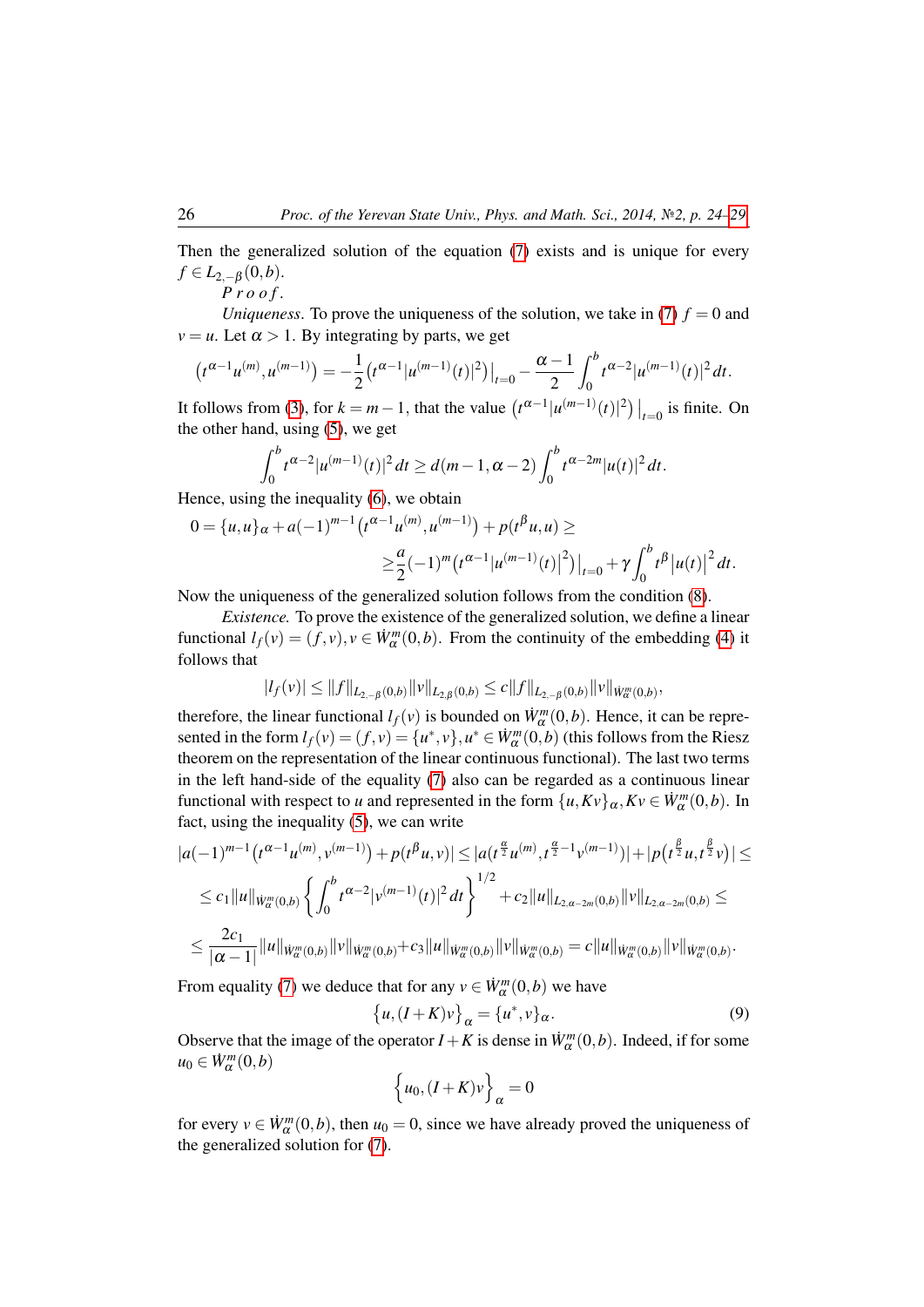Then the generalized solution of the equation (7) exists and is unique for every $f \in L_{2,-\beta}(0,b)$.

*Proof.*

*Uniqueness.* To prove the uniqueness of the solution, we take in (7) $f = 0$ and $v = u$. Let $\alpha > 1$. By integrating by parts, we get

$$\left(t^{\alpha-1}u^{(m)}, u^{(m-1)}\right) = -\frac{1}{2}\left(t^{\alpha-1}|u^{(m-1)}(t)|^2\right)\Big|_{t=0} - \frac{\alpha-1}{2}\int_0^b t^{\alpha-2}|u^{(m-1)}(t)|^2\,dt.$$

It follows from (3), for $k = m-1$, that the value $\left(t^{\alpha-1}|u^{(m-1)}(t)|^2\right)\Big|_{t=0}$ is finite. On the other hand, using (5), we get

$$\int_0^b t^{\alpha-2}|u^{(m-1)}(t)|^2\,dt \geq d(m-1,\alpha-2)\int_0^b t^{\alpha-2m}|u(t)|^2\,dt.$$

Hence, using the inequality (6), we obtain

$$0 = \{u,u\}_\alpha + a(-1)^{m-1}\left(t^{\alpha-1}u^{(m)}, u^{(m-1)}\right) + p(t^\beta u, u) \geq$$
$$\geq \frac{a}{2}(-1)^m\left(t^{\alpha-1}|v^{(m-1)}(t)|^2\right)\Big|_{t=0} + \gamma\int_0^b t^\beta |u(t)|^2\,dt.$$

Now the uniqueness of the generalized solution follows from the condition (8).

*Existence.* To prove the existence of the generalized solution, we define a linear functional $l_f(v) = (f,v), v \in \dot{W}^m_\alpha(0,b)$. From the continuity of the embedding (4) it follows that

$$|l_f(v)| \leq \|f\|_{L_{2,-\beta}(0,b)}\|v\|_{L_{2,\beta}(0,b)} \leq c\|f\|_{L_{2,-\beta}(0,b)}\|v\|_{\dot{W}^m_\alpha(0,b)},$$

therefore, the linear functional $l_f(v)$ is bounded on $\dot{W}^m_\alpha(0,b)$. Hence, it can be represented in the form $l_f(v) = (f,v) = \{u^*, v\}, u^* \in \dot{W}^m_\alpha(0,b)$ (this follows from the Riesz theorem on the representation of the linear continuous functional). The last two terms in the left hand-side of the equality (7) also can be regarded as a continuous linear functional with respect to $u$ and represented in the form $\{u, Kv\}_\alpha, Kv \in \dot{W}^m_\alpha(0,b)$. In fact, using the inequality (5), we can write

$$|a(-1)^{m-1}\left(t^{\alpha-1}u^{(m)}, v^{(m-1)}\right) + p(t^\beta u, v)| \leq |a(t^{\frac{\alpha}{2}}u^{(m)}, t^{\frac{\alpha}{2}-1}v^{(m-1)})| + |p\left(t^{\frac{\beta}{2}}u, t^{\frac{\beta}{2}}v\right)| \leq$$
$$\leq c_1\|u\|_{\dot{W}^m_\alpha(0,b)}\left\{\int_0^b t^{\alpha-2}|v^{(m-1)}(t)|^2\,dt\right\}^{1/2} + c_2\|u\|_{L_{2,\alpha-2m}(0,b)}\|v\|_{L_{2,\alpha-2m}(0,b)} \leq$$
$$\leq \frac{2c_1}{|\alpha-1|}\|u\|_{\dot{W}^m_\alpha(0,b)}\|v\|_{\dot{W}^m_\alpha(0,b)} + c_3\|u\|_{\dot{W}^m_\alpha(0,b)}\|v\|_{\dot{W}^m_\alpha(0,b)} = c\|u\|_{\dot{W}^m_\alpha(0,b)}\|v\|_{\dot{W}^m_\alpha(0,b)}.$$

From equality (7) we deduce that for any $v \in \dot{W}^m_\alpha(0,b)$ we have

$$\left\{u, (I+K)v\right\}_\alpha = \{u^*, v\}_\alpha. \tag{9}$$

Observe that the image of the operator $I+K$ is dense in $\dot{W}^m_\alpha(0,b)$. Indeed, if for some $u_0 \in \dot{W}^m_\alpha(0,b)$

$$\left\{u_0, (I+K)v\right\}_\alpha = 0$$

for every $v \in \dot{W}^m_\alpha(0,b)$, then $u_0 = 0$, since we have already proved the uniqueness of the generalized solution for (7).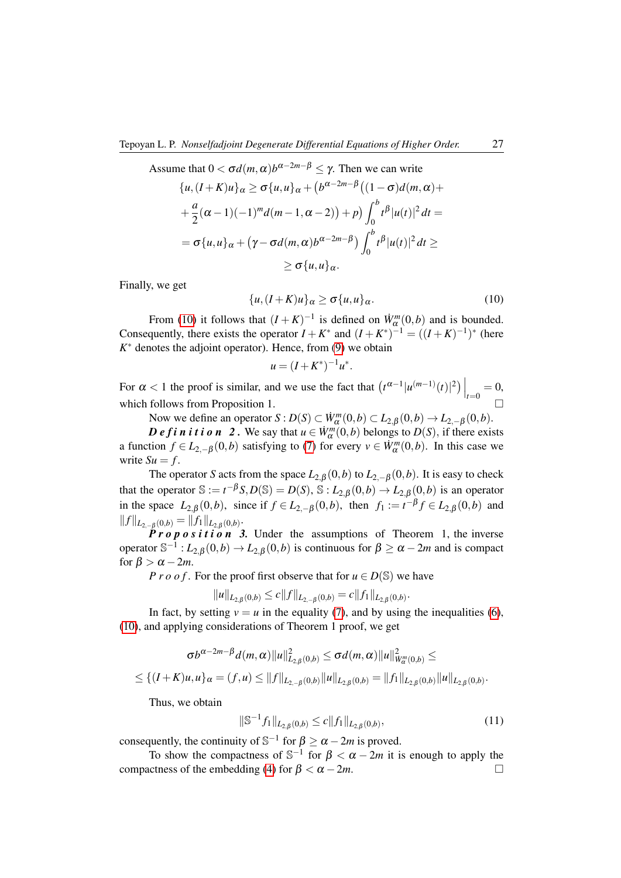Assume that $0 < \sigma d(m,\alpha) b^{\alpha-2m-\beta} \leq \gamma$. Then we can write

$$\{u,(I+K)u\}_\alpha \geq \sigma\{u,u\}_\alpha + \big(b^{\alpha-2m-\beta}\big((1-\sigma)d(m,\alpha)+$$

$$+\frac{a}{2}(\alpha-1)(-1)^m d(m-1,\alpha-2)\big)+p\big)\int_0^b t^\beta |u(t)|^2\,dt =$$

$$=\sigma\{u,u\}_\alpha + \big(\gamma-\sigma d(m,\alpha)b^{\alpha-2m-\beta}\big)\int_0^b t^\beta |u(t)|^2\,dt \geq$$

$$\geq \sigma\{u,u\}_\alpha.$$

Finally, we get

$$\{u,(I+K)u\}_\alpha \geq \sigma\{u,u\}_\alpha. \tag{10}$$

From (10) it follows that $(I+K)^{-1}$ is defined on $\dot{W}^m_\alpha(0,b)$ and is bounded. Consequently, there exists the operator $I+K^*$ and $(I+K^*)^{-1} = ((I+K)^{-1})^*$ (here $K^*$ denotes the adjoint operator). Hence, from (9) we obtain

$$u = (I+K^*)^{-1}u^*.$$

For $\alpha < 1$ the proof is similar, and we use the fact that $\left(t^{\alpha-1}|u^{(m-1)}(t)|^2\right)\Big|_{t=0} = 0$, which follows from Proposition 1. $\square$

Now we define an operator $S : D(S) \subset \dot{W}^m_\alpha(0,b) \subset L_{2,\beta}(0,b) \to L_{2,-\beta}(0,b)$.

***Definition 2.*** We say that $u \in \dot{W}^m_\alpha(0,b)$ belongs to $D(S)$, if there exists a function $f \in L_{2,-\beta}(0,b)$ satisfying to (7) for every $v \in \dot{W}^m_\alpha(0,b)$. In this case we write $Su = f$.

The operator $S$ acts from the space $L_{2,\beta}(0,b)$ to $L_{2,-\beta}(0,b)$. It is easy to check that the operator $\mathbb{S} := t^{-\beta}S, D(\mathbb{S}) = D(S)$, $\mathbb{S} : L_{2,\beta}(0,b) \to L_{2,\beta}(0,b)$ is an operator in the space $L_{2,\beta}(0,b)$, since if $f \in L_{2,-\beta}(0,b)$, then $f_1 := t^{-\beta}f \in L_{2,\beta}(0,b)$ and $\|f\|_{L_{2,-\beta}(0,b)} = \|f_1\|_{L_{2,\beta}(0,b)}$.

***Proposition 3.*** Under the assumptions of Theorem 1, the inverse operator $\mathbb{S}^{-1} : L_{2,\beta}(0,b) \to L_{2,\beta}(0,b)$ is continuous for $\beta \geq \alpha - 2m$ and is compact for $\beta > \alpha - 2m$.

*Proof.* For the proof first observe that for $u \in D(\mathbb{S})$ we have

$$\|u\|_{L_{2,\beta}(0,b)} \leq c\|f\|_{L_{2,-\beta}(0,b)} = c\|f_1\|_{L_{2,\beta}(0,b)}.$$

In fact, by setting $v = u$ in the equality (7), and by using the inequalities (6), (10), and applying considerations of Theorem 1 proof, we get

$$\sigma b^{\alpha-2m-\beta} d(m,\alpha)\|u\|^2_{L_{2,\beta}(0,b)} \leq \sigma d(m,\alpha)\|u\|^2_{W^m_\alpha(0,b)} \leq$$

$$\leq \{(I+K)u,u\}_\alpha = (f,u) \leq \|f\|_{L_{2,-\beta}(0,b)}\|u\|_{L_{2,\beta}(0,b)} = \|f_1\|_{L_{2,\beta}(0,b)}\|u\|_{L_{2,\beta}(0,b)}.$$

Thus, we obtain

$$\|\mathbb{S}^{-1}f_1\|_{L_{2,\beta}(0,b)} \leq c\|f_1\|_{L_{2,\beta}(0,b)}, \tag{11}$$

consequently, the continuity of $\mathbb{S}^{-1}$ for $\beta \geq \alpha - 2m$ is proved.

To show the compactness of $\mathbb{S}^{-1}$ for $\beta < \alpha - 2m$ it is enough to apply the compactness of the embedding (4) for $\beta < \alpha - 2m$. $\square$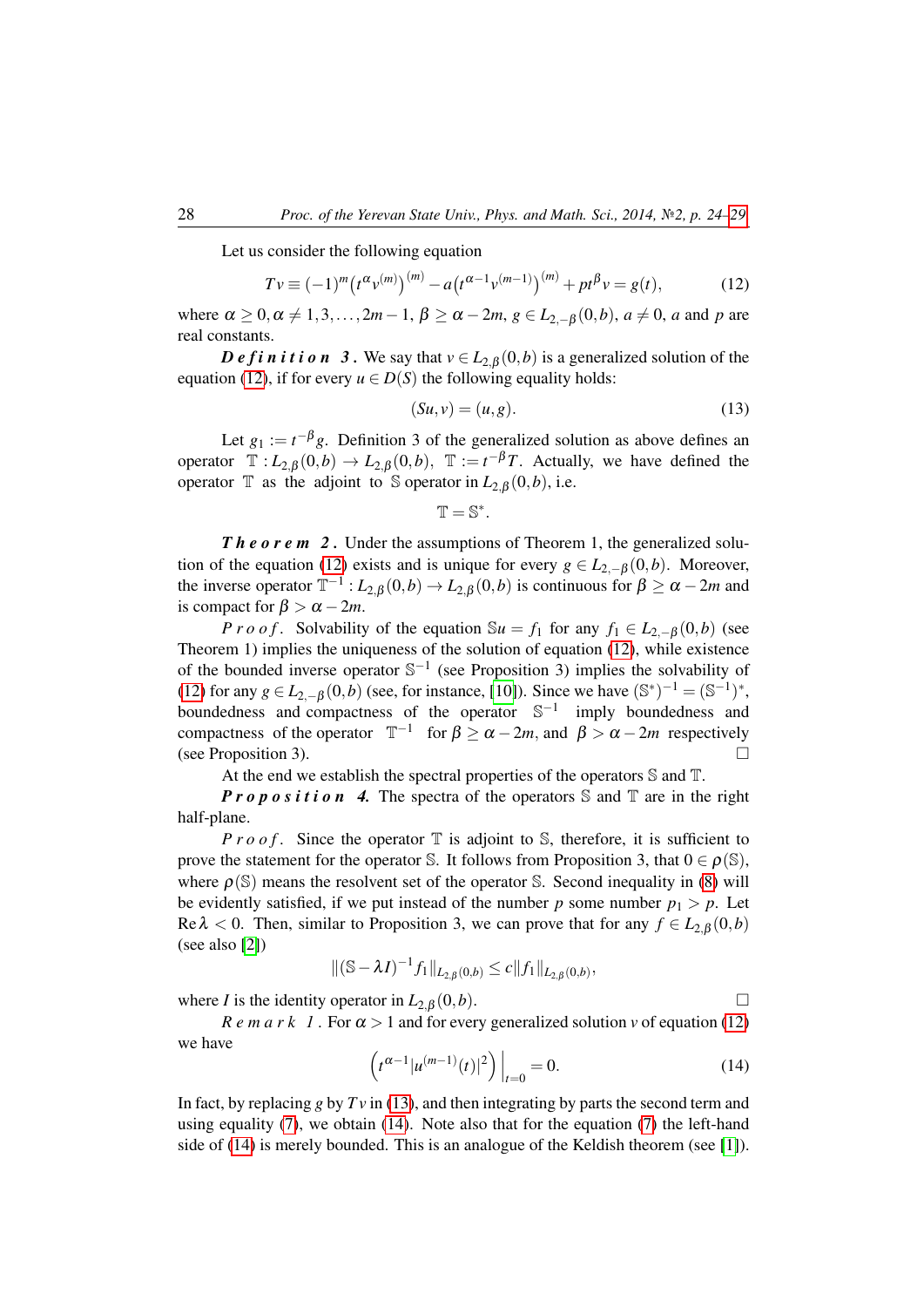Let us consider the following equation

$$Tv \equiv (-1)^m \left(t^\alpha v^{(m)}\right)^{(m)} - a\left(t^{\alpha-1} v^{(m-1)}\right)^{(m)} + pt^\beta v = g(t), \tag{12}$$

where $\alpha \geq 0, \alpha \neq 1, 3, \ldots, 2m-1$, $\beta \geq \alpha - 2m$, $g \in L_{2,-\beta}(0,b)$, $a \neq 0$, $a$ and $p$ are real constants.

***Definition 3.*** We say that $v \in L_{2,\beta}(0,b)$ is a generalized solution of the equation (12), if for every $u \in D(S)$ the following equality holds:

$$(Su, v) = (u, g). \tag{13}$$

Let $g_1 := t^{-\beta} g$. Definition 3 of the generalized solution as above defines an operator $\mathbb{T} : L_{2,\beta}(0,b) \to L_{2,\beta}(0,b)$, $\mathbb{T} := t^{-\beta} T$. Actually, we have defined the operator $\mathbb{T}$ as the adjoint to $\mathbb{S}$ operator in $L_{2,\beta}(0,b)$, i.e.

$$\mathbb{T} = \mathbb{S}^*.$$

***Theorem 2.*** Under the assumptions of Theorem 1, the generalized solution of the equation (12) exists and is unique for every $g \in L_{2,-\beta}(0,b)$. Moreover, the inverse operator $\mathbb{T}^{-1} : L_{2,\beta}(0,b) \to L_{2,\beta}(0,b)$ is continuous for $\beta \geq \alpha - 2m$ and is compact for $\beta > \alpha - 2m$.

*Proof.* Solvability of the equation $\mathbb{S}u = f_1$ for any $f_1 \in L_{2,-\beta}(0,b)$ (see Theorem 1) implies the uniqueness of the solution of equation (12), while existence of the bounded inverse operator $\mathbb{S}^{-1}$ (see Proposition 3) implies the solvability of (12) for any $g \in L_{2,-\beta}(0,b)$ (see, for instance, [10]). Since we have $(\mathbb{S}^*)^{-1} = (\mathbb{S}^{-1})^*$, boundedness and compactness of the operator $\mathbb{S}^{-1}$ imply boundedness and compactness of the operator $\mathbb{T}^{-1}$ for $\beta \geq \alpha - 2m$, and $\beta > \alpha - 2m$ respectively (see Proposition 3). □

At the end we establish the spectral properties of the operators $\mathbb{S}$ and $\mathbb{T}$.

***Proposition 4.*** The spectra of the operators $\mathbb{S}$ and $\mathbb{T}$ are in the right half-plane.

*Proof.* Since the operator $\mathbb{T}$ is adjoint to $\mathbb{S}$, therefore, it is sufficient to prove the statement for the operator $\mathbb{S}$. It follows from Proposition 3, that $0 \in \rho(\mathbb{S})$, where $\rho(\mathbb{S})$ means the resolvent set of the operator $\mathbb{S}$. Second inequality in (8) will be evidently satisfied, if we put instead of the number $p$ some number $p_1 > p$. Let $\mathrm{Re}\,\lambda < 0$. Then, similar to Proposition 3, we can prove that for any $f \in L_{2,\beta}(0,b)$ (see also [2])

$$\|(\mathbb{S} - \lambda I)^{-1} f_1\|_{L_{2,\beta}(0,b)} \leq c\|f_1\|_{L_{2,\beta}(0,b)},$$

where $I$ is the identity operator in $L_{2,\beta}(0,b)$. □

*Remark 1.* For $\alpha > 1$ and for every generalized solution $v$ of equation (12) we have

$$\left(t^{\alpha-1} |u^{(m-1)}(t)|^2\right)\Big|_{t=0} = 0. \tag{14}$$

In fact, by replacing $g$ by $Tv$ in (13), and then integrating by parts the second term and using equality (7), we obtain (14). Note also that for the equation (7) the left-hand side of (14) is merely bounded. This is an analogue of the Keldish theorem (see [1]).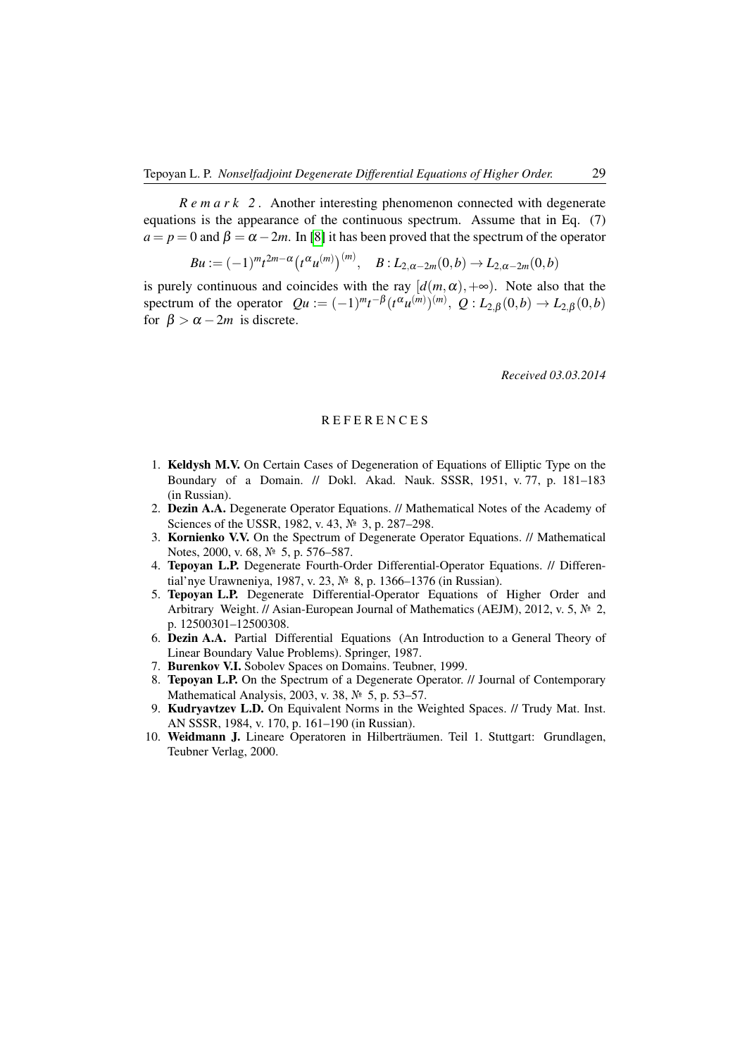*R e m a r k 2* . Another interesting phenomenon connected with degenerate equations is the appearance of the continuous spectrum. Assume that in Eq. (7) $a = p = 0$ and $\beta = \alpha - 2m$. In [8] it has been proved that the spectrum of the operator

$$Bu := (-1)^m t^{2m-\alpha}\big(t^\alpha u^{(m)}\big)^{(m)}, \quad B : L_{2,\alpha-2m}(0,b) \to L_{2,\alpha-2m}(0,b)$$

is purely continuous and coincides with the ray $[d(m,\alpha), +\infty)$. Note also that the spectrum of the operator $Qu := (-1)^m t^{-\beta}(t^\alpha u^{(m)})^{(m)}$, $Q : L_{2,\beta}(0,b) \to L_{2,\beta}(0,b)$ for $\beta > \alpha - 2m$ is discrete.

*Received 03.03.2014*

## R E F E R E N C E S

1. **Keldysh M.V.** On Certain Cases of Degeneration of Equations of Elliptic Type on the Boundary of a Domain. // Dokl. Akad. Nauk. SSSR, 1951, v. 77, p. 181–183 (in Russian).
2. **Dezin A.A.** Degenerate Operator Equations. // Mathematical Notes of the Academy of Sciences of the USSR, 1982, v. 43, № 3, p. 287–298.
3. **Kornienko V.V.** On the Spectrum of Degenerate Operator Equations. // Mathematical Notes, 2000, v. 68, № 5, p. 576–587.
4. **Tepoyan L.P.** Degenerate Fourth-Order Differential-Operator Equations. // Differentsial'nye Urawneniya, 1987, v. 23, № 8, p. 1366–1376 (in Russian).
5. **Tepoyan L.P.** Degenerate Differential-Operator Equations of Higher Order and Arbitrary Weight. // Asian-European Journal of Mathematics (AEJM), 2012, v. 5, № 2, p. 12500301–12500308.
6. **Dezin A.A.** Partial Differential Equations (An Introduction to a General Theory of Linear Boundary Value Problems). Springer, 1987.
7. **Burenkov V.I.** Sobolev Spaces on Domains. Teubner, 1999.
8. **Tepoyan L.P.** On the Spectrum of a Degenerate Operator. // Journal of Contemporary Mathematical Analysis, 2003, v. 38, № 5, p. 53–57.
9. **Kudryavtzev L.D.** On Equivalent Norms in the Weighted Spaces. // Trudy Mat. Inst. AN SSSR, 1984, v. 170, p. 161–190 (in Russian).
10. **Weidmann J.** Lineare Operatoren in Hilberträumen. Teil 1. Stuttgart: Grundlagen, Teubner Verlag, 2000.